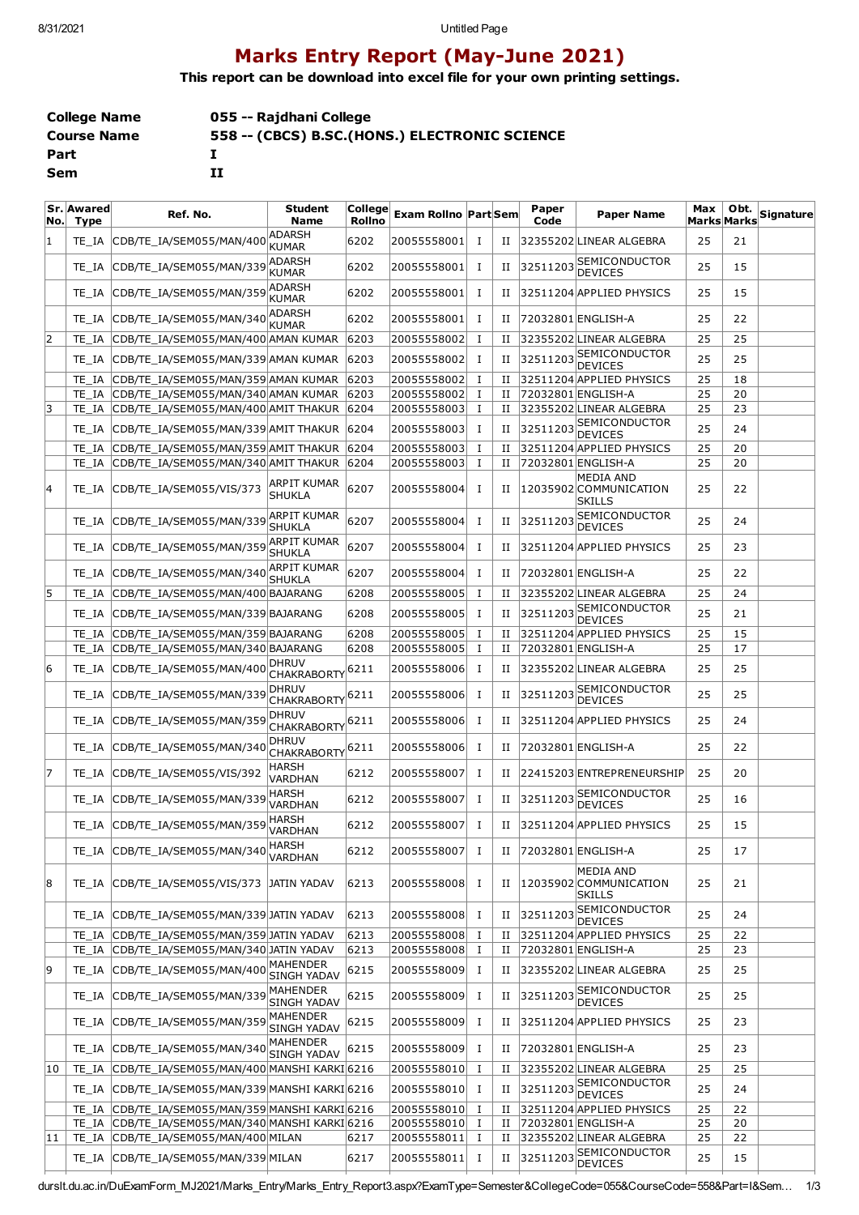# Marks Entry Report (May-June 2021)

**This report can be download into excel file for your own printing settings.**

| | |
|---|---|
| **College Name** | **055 -- Rajdhani College** |
| **Course Name** | **558 -- (CBCS) B.SC.(HONS.) ELECTRONIC SCIENCE** |
| **Part** | **I** |
| **Sem** | **II** |

| Sr. No. | Awared Type | Ref. No. | Student Name | College Rollno | Exam Rollno | Part | Sem | Paper Code | Paper Name | Max Marks | Obt. Marks | Signature |
|---|---|---|---|---|---|---|---|---|---|---|---|---|
| 1 | TE_IA | CDB/TE_IA/SEM055/MAN/400 | ADARSH KUMAR | 6202 | 20055558001 | I | II | 32355202 | LINEAR ALGEBRA | 25 | 21 | |
| | TE_IA | CDB/TE_IA/SEM055/MAN/339 | ADARSH KUMAR | 6202 | 20055558001 | I | II | 32511203 | SEMICONDUCTOR DEVICES | 25 | 15 | |
| | TE_IA | CDB/TE_IA/SEM055/MAN/359 | ADARSH KUMAR | 6202 | 20055558001 | I | II | 32511204 | APPLIED PHYSICS | 25 | 15 | |
| | TE_IA | CDB/TE_IA/SEM055/MAN/340 | ADARSH KUMAR | 6202 | 20055558001 | I | II | 72032801 | ENGLISH-A | 25 | 22 | |
| 2 | TE_IA | CDB/TE_IA/SEM055/MAN/400 | AMAN KUMAR | 6203 | 20055558002 | I | II | 32355202 | LINEAR ALGEBRA | 25 | 25 | |
| | TE_IA | CDB/TE_IA/SEM055/MAN/339 | AMAN KUMAR | 6203 | 20055558002 | I | II | 32511203 | SEMICONDUCTOR DEVICES | 25 | 25 | |
| | TE_IA | CDB/TE_IA/SEM055/MAN/359 | AMAN KUMAR | 6203 | 20055558002 | I | II | 32511204 | APPLIED PHYSICS | 25 | 18 | |
| | TE_IA | CDB/TE_IA/SEM055/MAN/340 | AMAN KUMAR | 6203 | 20055558002 | I | II | 72032801 | ENGLISH-A | 25 | 20 | |
| 3 | TE_IA | CDB/TE_IA/SEM055/MAN/400 | AMIT THAKUR | 6204 | 20055558003 | I | II | 32355202 | LINEAR ALGEBRA | 25 | 23 | |
| | TE_IA | CDB/TE_IA/SEM055/MAN/339 | AMIT THAKUR | 6204 | 20055558003 | I | II | 32511203 | SEMICONDUCTOR DEVICES | 25 | 24 | |
| | TE_IA | CDB/TE_IA/SEM055/MAN/359 | AMIT THAKUR | 6204 | 20055558003 | I | II | 32511204 | APPLIED PHYSICS | 25 | 20 | |
| | TE_IA | CDB/TE_IA/SEM055/MAN/340 | AMIT THAKUR | 6204 | 20055558003 | I | II | 72032801 | ENGLISH-A | 25 | 20 | |
| 4 | TE_IA | CDB/TE_IA/SEM055/VIS/373 | ARPIT KUMAR SHUKLA | 6207 | 20055558004 | I | II | 12035902 | MEDIA AND COMMUNICATION SKILLS | 25 | 22 | |
| | TE_IA | CDB/TE_IA/SEM055/MAN/339 | ARPIT KUMAR SHUKLA | 6207 | 20055558004 | I | II | 32511203 | SEMICONDUCTOR DEVICES | 25 | 24 | |
| | TE_IA | CDB/TE_IA/SEM055/MAN/359 | ARPIT KUMAR SHUKLA | 6207 | 20055558004 | I | II | 32511204 | APPLIED PHYSICS | 25 | 23 | |
| | TE_IA | CDB/TE_IA/SEM055/MAN/340 | ARPIT KUMAR SHUKLA | 6207 | 20055558004 | I | II | 72032801 | ENGLISH-A | 25 | 22 | |
| 5 | TE_IA | CDB/TE_IA/SEM055/MAN/400 | BAJARANG | 6208 | 20055558005 | I | II | 32355202 | LINEAR ALGEBRA | 25 | 24 | |
| | TE_IA | CDB/TE_IA/SEM055/MAN/339 | BAJARANG | 6208 | 20055558005 | I | II | 32511203 | SEMICONDUCTOR DEVICES | 25 | 21 | |
| | TE_IA | CDB/TE_IA/SEM055/MAN/359 | BAJARANG | 6208 | 20055558005 | I | II | 32511204 | APPLIED PHYSICS | 25 | 15 | |
| | TE_IA | CDB/TE_IA/SEM055/MAN/340 | BAJARANG | 6208 | 20055558005 | I | II | 72032801 | ENGLISH-A | 25 | 17 | |
| 6 | TE_IA | CDB/TE_IA/SEM055/MAN/400 | DHRUV CHAKRABORTY | 6211 | 20055558006 | I | II | 32355202 | LINEAR ALGEBRA | 25 | 25 | |
| | TE_IA | CDB/TE_IA/SEM055/MAN/339 | DHRUV CHAKRABORTY | 6211 | 20055558006 | I | II | 32511203 | SEMICONDUCTOR DEVICES | 25 | 25 | |
| | TE_IA | CDB/TE_IA/SEM055/MAN/359 | DHRUV CHAKRABORTY | 6211 | 20055558006 | I | II | 32511204 | APPLIED PHYSICS | 25 | 24 | |
| | TE_IA | CDB/TE_IA/SEM055/MAN/340 | DHRUV CHAKRABORTY | 6211 | 20055558006 | I | II | 72032801 | ENGLISH-A | 25 | 22 | |
| 7 | TE_IA | CDB/TE_IA/SEM055/VIS/392 | HARSH VARDHAN | 6212 | 20055558007 | I | II | 22415203 | ENTREPRENEURSHIP | 25 | 20 | |
| | TE_IA | CDB/TE_IA/SEM055/MAN/339 | HARSH VARDHAN | 6212 | 20055558007 | I | II | 32511203 | SEMICONDUCTOR DEVICES | 25 | 16 | |
| | TE_IA | CDB/TE_IA/SEM055/MAN/359 | HARSH VARDHAN | 6212 | 20055558007 | I | II | 32511204 | APPLIED PHYSICS | 25 | 15 | |
| | TE_IA | CDB/TE_IA/SEM055/MAN/340 | HARSH VARDHAN | 6212 | 20055558007 | I | II | 72032801 | ENGLISH-A | 25 | 17 | |
| 8 | TE_IA | CDB/TE_IA/SEM055/VIS/373 | JATIN YADAV | 6213 | 20055558008 | I | II | 12035902 | MEDIA AND COMMUNICATION SKILLS | 25 | 21 | |
| | TE_IA | CDB/TE_IA/SEM055/MAN/339 | JATIN YADAV | 6213 | 20055558008 | I | II | 32511203 | SEMICONDUCTOR DEVICES | 25 | 24 | |
| | TE_IA | CDB/TE_IA/SEM055/MAN/359 | JATIN YADAV | 6213 | 20055558008 | I | II | 32511204 | APPLIED PHYSICS | 25 | 22 | |
| | TE_IA | CDB/TE_IA/SEM055/MAN/340 | JATIN YADAV | 6213 | 20055558008 | I | II | 72032801 | ENGLISH-A | 25 | 23 | |
| 9 | TE_IA | CDB/TE_IA/SEM055/MAN/400 | MAHENDER SINGH YADAV | 6215 | 20055558009 | I | II | 32355202 | LINEAR ALGEBRA | 25 | 25 | |
| | TE_IA | CDB/TE_IA/SEM055/MAN/339 | MAHENDER SINGH YADAV | 6215 | 20055558009 | I | II | 32511203 | SEMICONDUCTOR DEVICES | 25 | 25 | |
| | TE_IA | CDB/TE_IA/SEM055/MAN/359 | MAHENDER SINGH YADAV | 6215 | 20055558009 | I | II | 32511204 | APPLIED PHYSICS | 25 | 23 | |
| | TE_IA | CDB/TE_IA/SEM055/MAN/340 | MAHENDER SINGH YADAV | 6215 | 20055558009 | I | II | 72032801 | ENGLISH-A | 25 | 23 | |
| 10 | TE_IA | CDB/TE_IA/SEM055/MAN/400 | MANSHI KARKI | 6216 | 20055558010 | I | II | 32355202 | LINEAR ALGEBRA | 25 | 25 | |
| | TE_IA | CDB/TE_IA/SEM055/MAN/339 | MANSHI KARKI | 6216 | 20055558010 | I | II | 32511203 | SEMICONDUCTOR DEVICES | 25 | 24 | |
| | TE_IA | CDB/TE_IA/SEM055/MAN/359 | MANSHI KARKI | 6216 | 20055558010 | I | II | 32511204 | APPLIED PHYSICS | 25 | 22 | |
| | TE_IA | CDB/TE_IA/SEM055/MAN/340 | MANSHI KARKI | 6216 | 20055558010 | I | II | 72032801 | ENGLISH-A | 25 | 20 | |
| 11 | TE_IA | CDB/TE_IA/SEM055/MAN/400 | MILAN | 6217 | 20055558011 | I | II | 32355202 | LINEAR ALGEBRA | 25 | 22 | |
| | TE_IA | CDB/TE_IA/SEM055/MAN/339 | MILAN | 6217 | 20055558011 | I | II | 32511203 | SEMICONDUCTOR DEVICES | 25 | 15 | |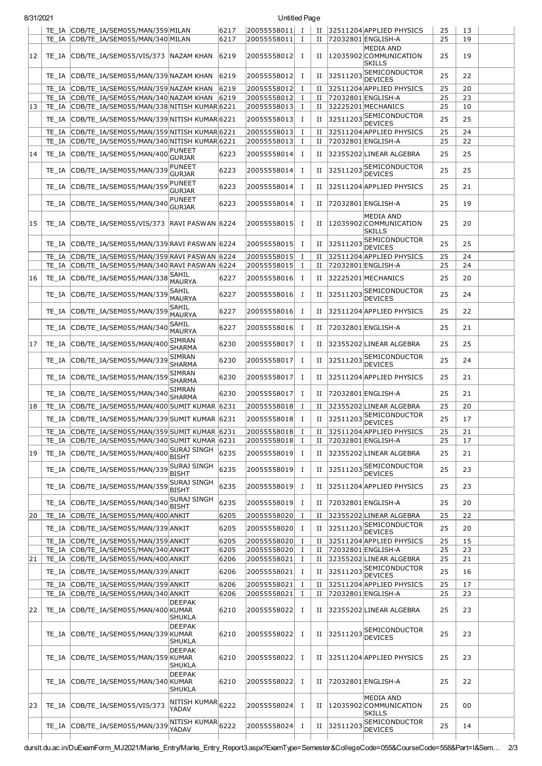| | TE_IA | CDB/TE_IA/SEM055/MAN/359 | MILAN | 6217 | 20055558011 | I | II | 32511204 | APPLIED PHYSICS | 25 | 13 | |
|---|---|---|---|---|---|---|---|---|---|---|---|---|
| | TE_IA | CDB/TE_IA/SEM055/MAN/340 | MILAN | 6217 | 20055558011 | I | II | 72032801 | ENGLISH-A | 25 | 19 | |
| 12 | TE_IA | CDB/TE_IA/SEM055/VIS/373 | NAZAM KHAN | 6219 | 20055558012 | I | II | 12035902 | MEDIA AND COMMUNICATION SKILLS | 25 | 19 | |
| | TE_IA | CDB/TE_IA/SEM055/MAN/339 | NAZAM KHAN | 6219 | 20055558012 | I | II | 32511203 | SEMICONDUCTOR DEVICES | 25 | 22 | |
| | TE_IA | CDB/TE_IA/SEM055/MAN/359 | NAZAM KHAN | 6219 | 20055558012 | I | II | 32511204 | APPLIED PHYSICS | 25 | 20 | |
| | TE_IA | CDB/TE_IA/SEM055/MAN/340 | NAZAM KHAN | 6219 | 20055558012 | I | II | 72032801 | ENGLISH-A | 25 | 23 | |
| 13 | TE_IA | CDB/TE_IA/SEM055/MAN/338 | NITISH KUMAR | 6221 | 20055558013 | I | II | 32225201 | MECHANICS | 25 | 10 | |
| | TE_IA | CDB/TE_IA/SEM055/MAN/339 | NITISH KUMAR | 6221 | 20055558013 | I | II | 32511203 | SEMICONDUCTOR DEVICES | 25 | 25 | |
| | TE_IA | CDB/TE_IA/SEM055/MAN/359 | NITISH KUMAR | 6221 | 20055558013 | I | II | 32511204 | APPLIED PHYSICS | 25 | 24 | |
| | TE_IA | CDB/TE_IA/SEM055/MAN/340 | NITISH KUMAR | 6221 | 20055558013 | I | II | 72032801 | ENGLISH-A | 25 | 22 | |
| 14 | TE_IA | CDB/TE_IA/SEM055/MAN/400 | PUNEET GURJAR | 6223 | 20055558014 | I | II | 32355202 | LINEAR ALGEBRA | 25 | 25 | |
| | TE_IA | CDB/TE_IA/SEM055/MAN/339 | PUNEET GURJAR | 6223 | 20055558014 | I | II | 32511203 | SEMICONDUCTOR DEVICES | 25 | 25 | |
| | TE_IA | CDB/TE_IA/SEM055/MAN/359 | PUNEET GURJAR | 6223 | 20055558014 | I | II | 32511204 | APPLIED PHYSICS | 25 | 21 | |
| | TE_IA | CDB/TE_IA/SEM055/MAN/340 | PUNEET GURJAR | 6223 | 20055558014 | I | II | 72032801 | ENGLISH-A | 25 | 19 | |
| 15 | TE_IA | CDB/TE_IA/SEM055/VIS/373 | RAVI PASWAN | 6224 | 20055558015 | I | II | 12035902 | MEDIA AND COMMUNICATION SKILLS | 25 | 20 | |
| | TE_IA | CDB/TE_IA/SEM055/MAN/339 | RAVI PASWAN | 6224 | 20055558015 | I | II | 32511203 | SEMICONDUCTOR DEVICES | 25 | 25 | |
| | TE_IA | CDB/TE_IA/SEM055/MAN/359 | RAVI PASWAN | 6224 | 20055558015 | I | II | 32511204 | APPLIED PHYSICS | 25 | 24 | |
| | TE_IA | CDB/TE_IA/SEM055/MAN/340 | RAVI PASWAN | 6224 | 20055558015 | I | II | 72032801 | ENGLISH-A | 25 | 24 | |
| 16 | TE_IA | CDB/TE_IA/SEM055/MAN/338 | SAHIL MAURYA | 6227 | 20055558016 | I | II | 32225201 | MECHANICS | 25 | 20 | |
| | TE_IA | CDB/TE_IA/SEM055/MAN/339 | SAHIL MAURYA | 6227 | 20055558016 | I | II | 32511203 | SEMICONDUCTOR DEVICES | 25 | 24 | |
| | TE_IA | CDB/TE_IA/SEM055/MAN/359 | SAHIL MAURYA | 6227 | 20055558016 | I | II | 32511204 | APPLIED PHYSICS | 25 | 22 | |
| | TE_IA | CDB/TE_IA/SEM055/MAN/340 | SAHIL MAURYA | 6227 | 20055558016 | I | II | 72032801 | ENGLISH-A | 25 | 21 | |
| 17 | TE_IA | CDB/TE_IA/SEM055/MAN/400 | SIMRAN SHARMA | 6230 | 20055558017 | I | II | 32355202 | LINEAR ALGEBRA | 25 | 25 | |
| | TE_IA | CDB/TE_IA/SEM055/MAN/339 | SIMRAN SHARMA | 6230 | 20055558017 | I | II | 32511203 | SEMICONDUCTOR DEVICES | 25 | 24 | |
| | TE_IA | CDB/TE_IA/SEM055/MAN/359 | SIMRAN SHARMA | 6230 | 20055558017 | I | II | 32511204 | APPLIED PHYSICS | 25 | 21 | |
| | TE_IA | CDB/TE_IA/SEM055/MAN/340 | SIMRAN SHARMA | 6230 | 20055558017 | I | II | 72032801 | ENGLISH-A | 25 | 21 | |
| 18 | TE_IA | CDB/TE_IA/SEM055/MAN/400 | SUMIT KUMAR | 6231 | 20055558018 | I | II | 32355202 | LINEAR ALGEBRA | 25 | 20 | |
| | TE_IA | CDB/TE_IA/SEM055/MAN/339 | SUMIT KUMAR | 6231 | 20055558018 | I | II | 32511203 | SEMICONDUCTOR DEVICES | 25 | 17 | |
| | TE_IA | CDB/TE_IA/SEM055/MAN/359 | SUMIT KUMAR | 6231 | 20055558018 | I | II | 32511204 | APPLIED PHYSICS | 25 | 21 | |
| | TE_IA | CDB/TE_IA/SEM055/MAN/340 | SUMIT KUMAR | 6231 | 20055558018 | I | II | 72032801 | ENGLISH-A | 25 | 17 | |
| 19 | TE_IA | CDB/TE_IA/SEM055/MAN/400 | SURAJ SINGH BISHT | 6235 | 20055558019 | I | II | 32355202 | LINEAR ALGEBRA | 25 | 21 | |
| | TE_IA | CDB/TE_IA/SEM055/MAN/339 | SURAJ SINGH BISHT | 6235 | 20055558019 | I | II | 32511203 | SEMICONDUCTOR DEVICES | 25 | 23 | |
| | TE_IA | CDB/TE_IA/SEM055/MAN/359 | SURAJ SINGH BISHT | 6235 | 20055558019 | I | II | 32511204 | APPLIED PHYSICS | 25 | 23 | |
| | TE_IA | CDB/TE_IA/SEM055/MAN/340 | SURAJ SINGH BISHT | 6235 | 20055558019 | I | II | 72032801 | ENGLISH-A | 25 | 20 | |
| 20 | TE_IA | CDB/TE_IA/SEM055/MAN/400 | ANKIT | 6205 | 20055558020 | I | II | 32355202 | LINEAR ALGEBRA | 25 | 22 | |
| | TE_IA | CDB/TE_IA/SEM055/MAN/339 | ANKIT | 6205 | 20055558020 | I | II | 32511203 | SEMICONDUCTOR DEVICES | 25 | 20 | |
| | TE_IA | CDB/TE_IA/SEM055/MAN/359 | ANKIT | 6205 | 20055558020 | I | II | 32511204 | APPLIED PHYSICS | 25 | 15 | |
| | TE_IA | CDB/TE_IA/SEM055/MAN/340 | ANKIT | 6205 | 20055558020 | I | II | 72032801 | ENGLISH-A | 25 | 23 | |
| 21 | TE_IA | CDB/TE_IA/SEM055/MAN/400 | ANKIT | 6206 | 20055558021 | I | II | 32355202 | LINEAR ALGEBRA | 25 | 21 | |
| | TE_IA | CDB/TE_IA/SEM055/MAN/339 | ANKIT | 6206 | 20055558021 | I | II | 32511203 | SEMICONDUCTOR DEVICES | 25 | 16 | |
| | TE_IA | CDB/TE_IA/SEM055/MAN/359 | ANKIT | 6206 | 20055558021 | I | II | 32511204 | APPLIED PHYSICS | 25 | 17 | |
| | TE_IA | CDB/TE_IA/SEM055/MAN/340 | ANKIT | 6206 | 20055558021 | I | II | 72032801 | ENGLISH-A | 25 | 23 | |
| 22 | TE_IA | CDB/TE_IA/SEM055/MAN/400 | DEEPAK KUMAR SHUKLA | 6210 | 20055558022 | I | II | 32355202 | LINEAR ALGEBRA | 25 | 23 | |
| | TE_IA | CDB/TE_IA/SEM055/MAN/339 | DEEPAK KUMAR SHUKLA | 6210 | 20055558022 | I | II | 32511203 | SEMICONDUCTOR DEVICES | 25 | 23 | |
| | TE_IA | CDB/TE_IA/SEM055/MAN/359 | DEEPAK KUMAR SHUKLA | 6210 | 20055558022 | I | II | 32511204 | APPLIED PHYSICS | 25 | 23 | |
| | TE_IA | CDB/TE_IA/SEM055/MAN/340 | DEEPAK KUMAR SHUKLA | 6210 | 20055558022 | I | II | 72032801 | ENGLISH-A | 25 | 22 | |
| 23 | TE_IA | CDB/TE_IA/SEM055/VIS/373 | NITISH KUMAR YADAV | 6222 | 20055558024 | I | II | 12035902 | MEDIA AND COMMUNICATION SKILLS | 25 | 00 | |
| | TE_IA | CDB/TE_IA/SEM055/MAN/339 | NITISH KUMAR YADAV | 6222 | 20055558024 | I | II | 32511203 | SEMICONDUCTOR DEVICES | 25 | 14 | |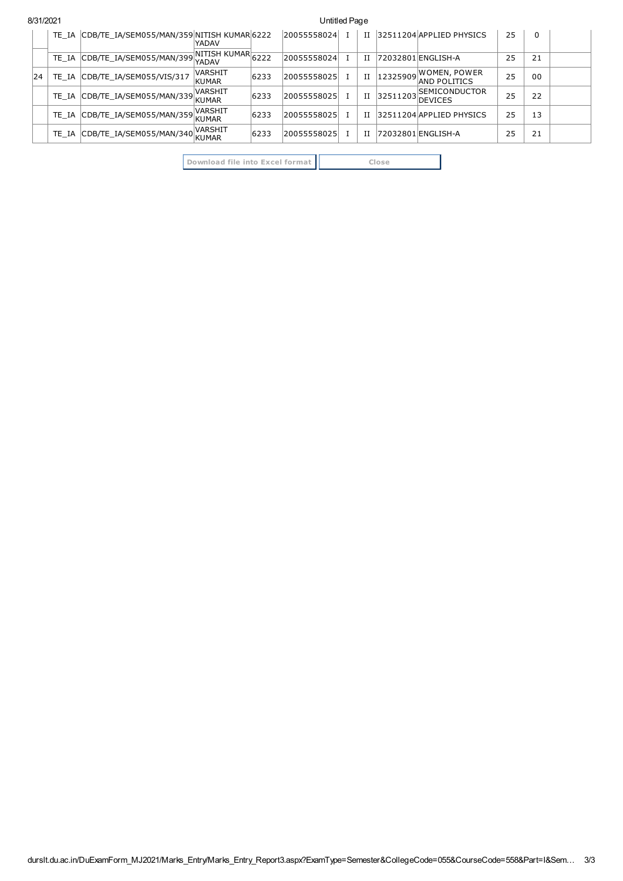| | | | | | | | | | | | | |
|---|---|---|---|---|---|---|---|---|---|---|---|---|
| | TE_IA | CDB/TE_IA/SEM055/MAN/359 | NITISH KUMAR YADAV | 6222 | 20055558024 | I | II | 32511204 | APPLIED PHYSICS | 25 | 0 | |
| | TE_IA | CDB/TE_IA/SEM055/MAN/399 | NITISH KUMAR YADAV | 6222 | 20055558024 | I | II | 72032801 | ENGLISH-A | 25 | 21 | |
| 24 | TE_IA | CDB/TE_IA/SEM055/VIS/317 | VARSHIT KUMAR | 6233 | 20055558025 | I | II | 12325909 | WOMEN, POWER AND POLITICS | 25 | 00 | |
| | TE_IA | CDB/TE_IA/SEM055/MAN/339 | VARSHIT KUMAR | 6233 | 20055558025 | I | II | 32511203 | SEMICONDUCTOR DEVICES | 25 | 22 | |
| | TE_IA | CDB/TE_IA/SEM055/MAN/359 | VARSHIT KUMAR | 6233 | 20055558025 | I | II | 32511204 | APPLIED PHYSICS | 25 | 13 | |
| | TE_IA | CDB/TE_IA/SEM055/MAN/340 | VARSHIT KUMAR | 6233 | 20055558025 | I | II | 72032801 | ENGLISH-A | 25 | 21 | |

Download file into Excel format | Close